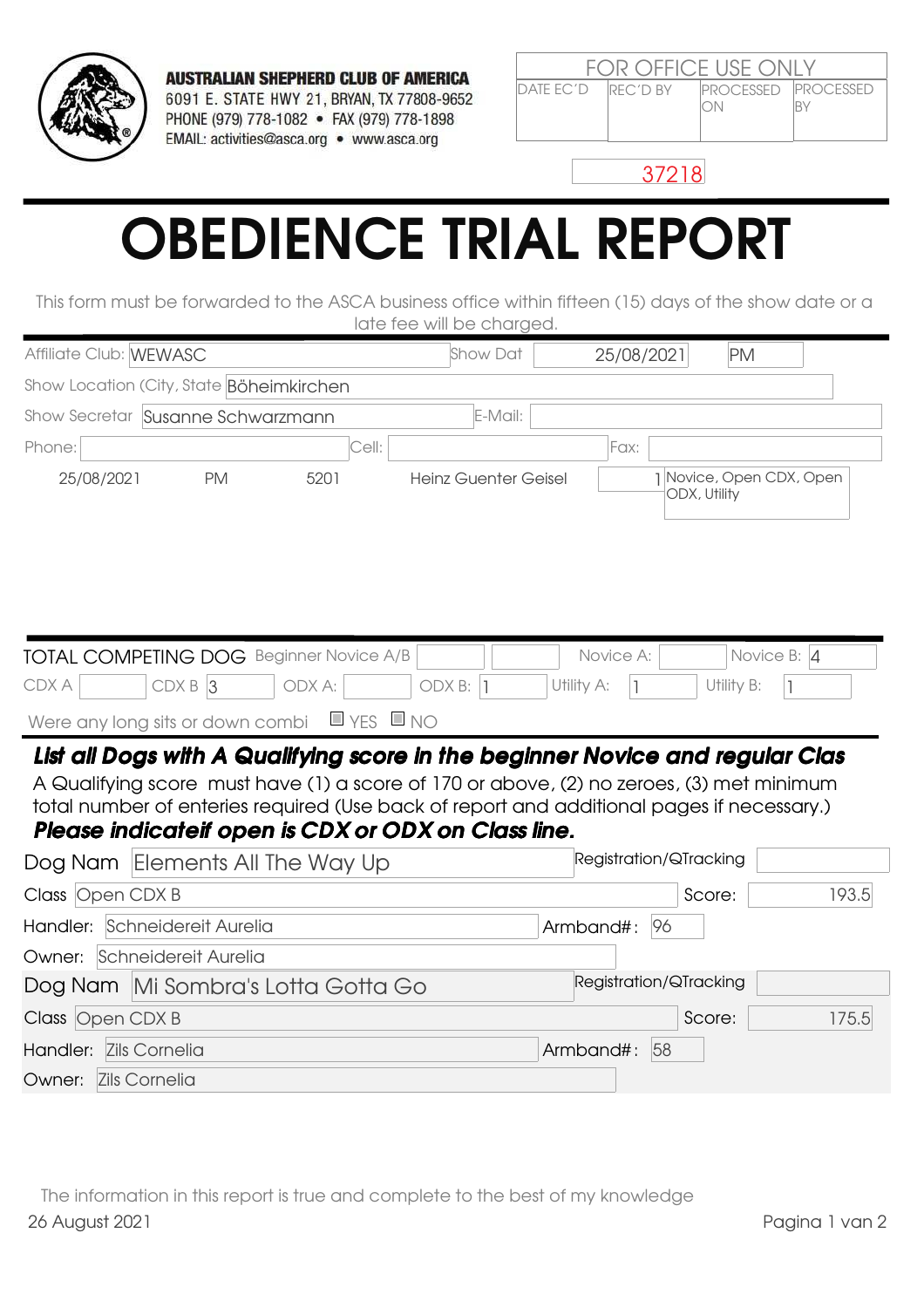**AUSTRALIAN SHEPHERD CLUB OF AMERICA**
6091 E. STATE HWY 21, BRYAN, TX 77808-9652
PHONE (979) 778-1082 • FAX (979) 778-1898
EMAIL: activities@asca.org • www.asca.org

| FOR OFFICE USE ONLY | | | |
|---|---|---|---|
| DATE EC'D | REC'D BY | PROCESSED ON | PROCESSED BY |
| | | | |

37218

# OBEDIENCE TRIAL REPORT

This form must be forwarded to the ASCA business office within fifteen (15) days of the show date or a late fee will be charged.

Affiliate Club: WEWASC Show Dat 25/08/2021 PM

Show Location (City, State Böheimkirchen

Show Secretar Susanne Schwarzmann E-Mail:

Phone: Cell: Fax:

| 25/08/2021 | PM | 5201 | Heinz Guenter Geisel | 1 | Novice, Open CDX, Open ODX, Utility |
|---|---|---|---|---|---|

TOTAL COMPETING DOG Beginner Novice A/B ___ ___ Novice A: ___ Novice B: 4

CDX A ___ CDX B 3 ODX A: ___ ODX B: 1 Utility A: 1 Utility B: 1

Were any long sits or down combi ☐ YES ☐ NO

***List all Dogs with A Qualifying score in the beginner Novice and regular Clas***

A Qualifying score must have (1) a score of 170 or above, (2) no zeroes, (3) met minimum total number of enteries required (Use back of report and additional pages if necessary.)

***Please indicateif open is CDX or ODX on Class line.***

Dog Nam: Elements All The Way Up — Registration/QTracking:
Class: Open CDX B — Score: 193.5
Handler: Schneidereit Aurelia — Armband#: 96
Owner: Schneidereit Aurelia

Dog Nam: Mi Sombra's Lotta Gotta Go — Registration/QTracking:
Class: Open CDX B — Score: 175.5
Handler: Zils Cornelia — Armband#: 58
Owner: Zils Cornelia

The information in this report is true and complete to the best of my knowledge

26 August 2021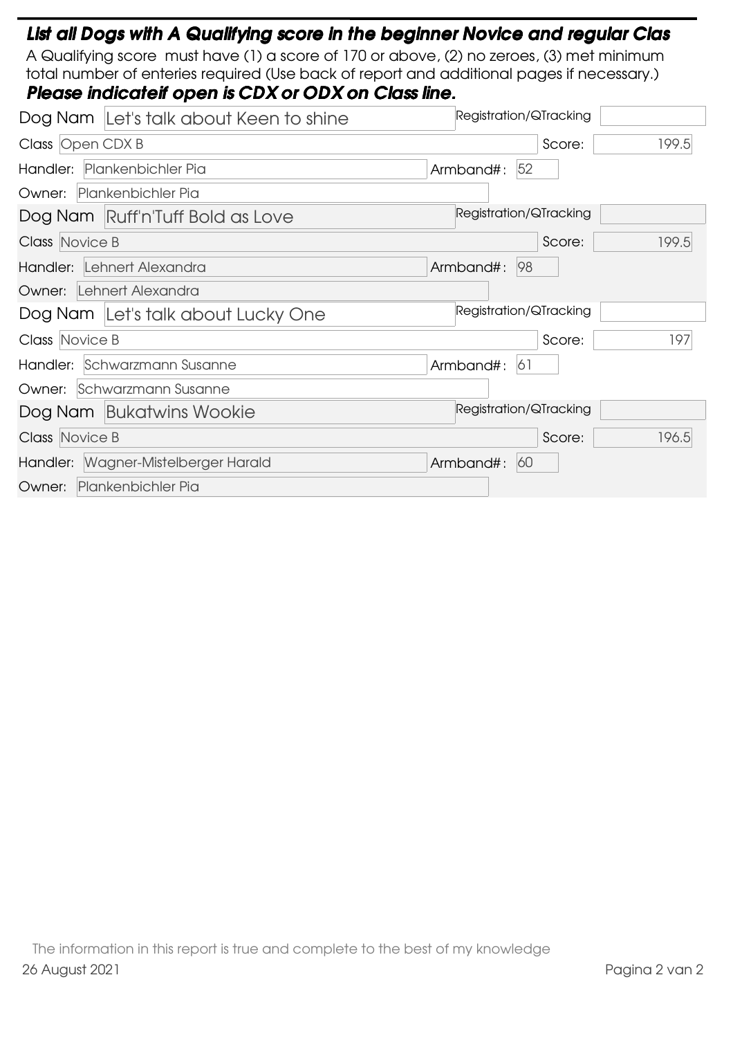## *List all Dogs with A Qualifying score in the beginner Novice and regular Clas*

A Qualifying score must have (1) a score of 170 or above, (2) no zeroes, (3) met minimum total number of enteries required (Use back of report and additional pages if necessary.)

***Please indicateif open is CDX or ODX on Class line.***

Dog Nam: Let's talk about Keen to shine
Registration/QTracking:
Class: Open CDX B
Score: 199.5
Handler: Plankenbichler Pia
Armband#: 52
Owner: Plankenbichler Pia

Dog Nam: Ruff'n'Tuff Bold as Love
Registration/QTracking:
Class: Novice B
Score: 199.5
Handler: Lehnert Alexandra
Armband#: 98
Owner: Lehnert Alexandra

Dog Nam: Let's talk about Lucky One
Registration/QTracking:
Class: Novice B
Score: 197
Handler: Schwarzmann Susanne
Armband#: 61
Owner: Schwarzmann Susanne

Dog Nam: Bukatwins Wookie
Registration/QTracking:
Class: Novice B
Score: 196.5
Handler: Wagner-Mistelberger Harald
Armband#: 60
Owner: Plankenbichler Pia

The information in this report is true and complete to the best of my knowledge

26 August 2021